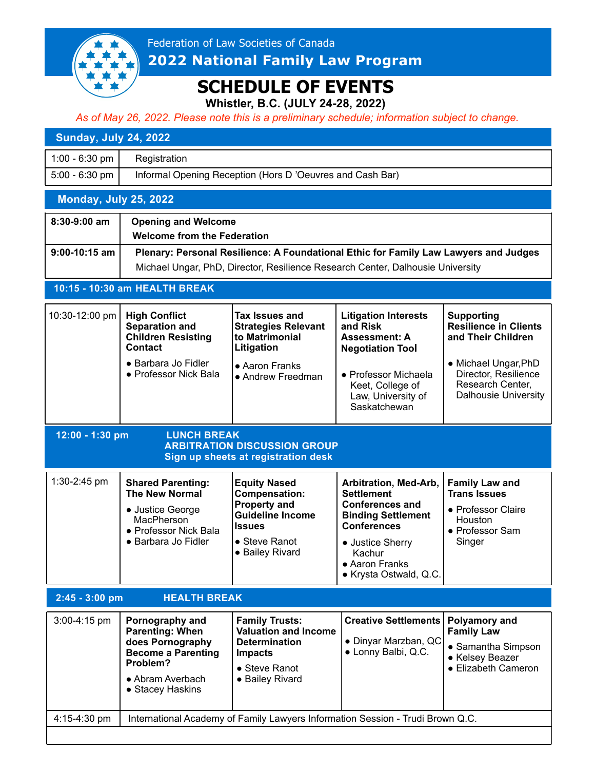Federation of Law Societies of Canada

# 2022 National Family Law Program

# SCHEDULE OF EVENTS

**Whistler, B.C. (JULY 24-28, 2022)**

*As of May 26, 2022. Please note this is a preliminary schedule; information subject to change.*

## Sunday, July 24, 2022

| | |
|---|---|
| 1:00 - 6:30 pm | Registration |
| 5:00 - 6:30 pm | Informal Opening Reception (Hors D 'Oeuvres and Cash Bar) |

## Monday, July 25, 2022

| | |
|---|---|
| **8:30-9:00 am** | **Opening and Welcome**<br>**Welcome from the Federation** |
| **9:00-10:15 am** | **Plenary: Personal Resilience: A Foundational Ethic for Family Law Lawyers and Judges**<br>Michael Ungar, PhD, Director, Resilience Research Center, Dalhousie University |

**10:15 - 10:30 am HEALTH BREAK**

| | | | | |
|---|---|---|---|---|
| 10:30-12:00 pm | **High Conflict Separation and Children Resisting Contact**<br>● Barbara Jo Fidler<br>● Professor Nick Bala | **Tax Issues and Strategies Relevant to Matrimonial Litigation**<br>● Aaron Franks<br>● Andrew Freedman | **Litigation Interests and Risk Assessment: A Negotiation Tool**<br>● Professor Michaela Keet, College of Law, University of Saskatchewan | **Supporting Resilience in Clients and Their Children**<br>● Michael Ungar,PhD Director, Resilience Research Center, Dalhousie University |

**12:00 - 1:30 pm LUNCH BREAK**
**ARBITRATION DISCUSSION GROUP**
**Sign up sheets at registration desk**

| | | | | |
|---|---|---|---|---|
| 1:30-2:45 pm | **Shared Parenting: The New Normal**<br>● Justice George MacPherson<br>● Professor Nick Bala<br>● Barbara Jo Fidler | **Equity Nased Compensation: Property and Guideline Income Issues**<br>● Steve Ranot<br>● Bailey Rivard | **Arbitration, Med-Arb, Settlement Conferences and Binding Settlement Conferences**<br>● Justice Sherry Kachur<br>● Aaron Franks<br>● Krysta Ostwald, Q.C. | **Family Law and Trans Issues**<br>● Professor Claire Houston<br>● Professor Sam Singer |

**2:45 - 3:00 pm HEALTH BREAK**

| | | | | |
|---|---|---|---|---|
| 3:00-4:15 pm | **Pornography and Parenting: When does Pornography Become a Parenting Problem?**<br>● Abram Averbach<br>● Stacey Haskins | **Family Trusts: Valuation and Income Determination Impacts**<br>● Steve Ranot<br>● Bailey Rivard | **Creative Settlements**<br>● Dinyar Marzban, QC<br>● Lonny Balbi, Q.C. | **Polyamory and Family Law**<br>● Samantha Simpson<br>● Kelsey Beazer<br>● Elizabeth Cameron |
| 4:15-4:30 pm | International Academy of Family Lawyers Information Session - Trudi Brown Q.C. | | | |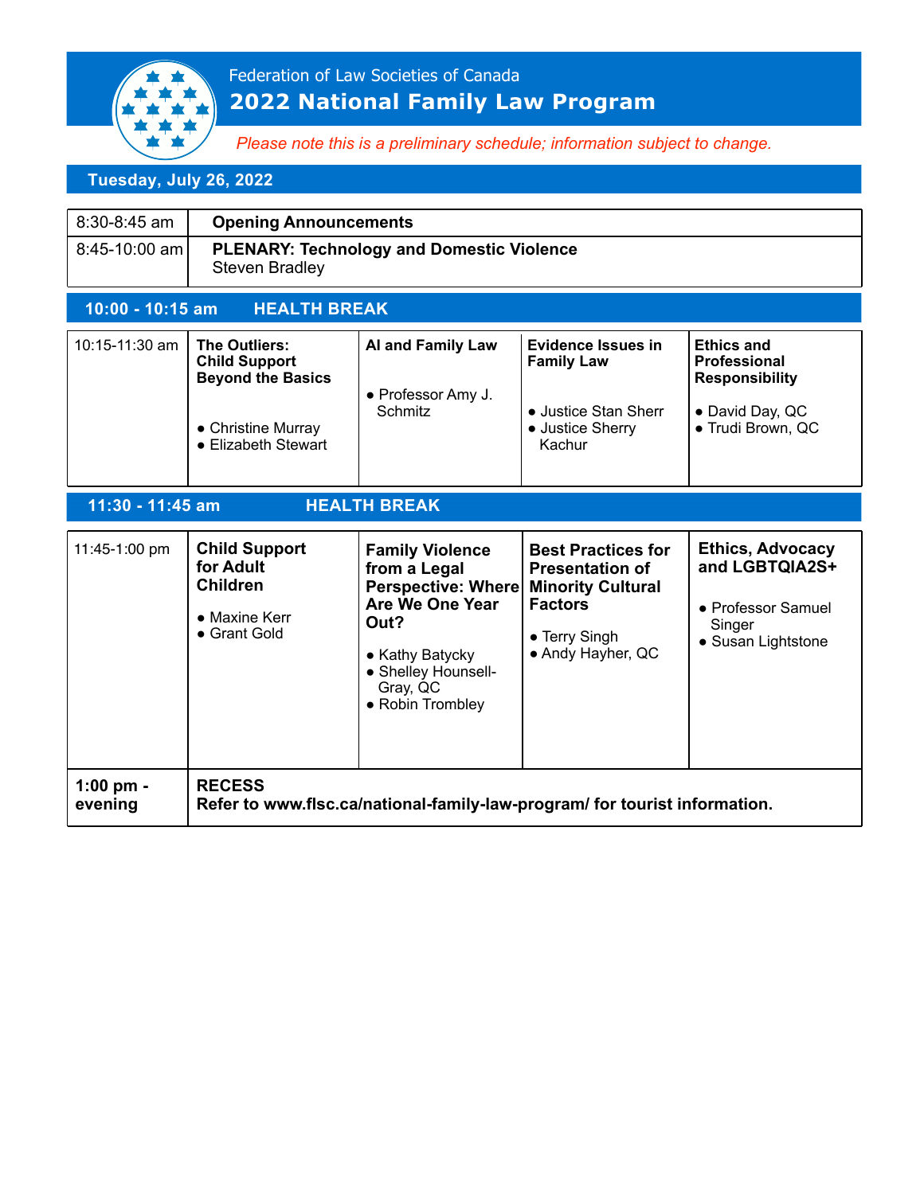Federation of Law Societies of Canada

# 2022 National Family Law Program

*Please note this is a preliminary schedule; information subject to change.*

## Tuesday, July 26, 2022

| | |
|---|---|
| 8:30-8:45 am | **Opening Announcements** |
| 8:45-10:00 am | **PLENARY: Technology and Domestic Violence** Steven Bradley |

**10:00 - 10:15 am HEALTH BREAK**

| | | | | |
|---|---|---|---|---|
| 10:15-11:30 am | **The Outliers: Child Support Beyond the Basics** • Christine Murray • Elizabeth Stewart | **AI and Family Law** • Professor Amy J. Schmitz | **Evidence Issues in Family Law** • Justice Stan Sherr • Justice Sherry Kachur | **Ethics and Professional Responsibility** • David Day, QC • Trudi Brown, QC |

**11:30 - 11:45 am HEALTH BREAK**

| | | | | |
|---|---|---|---|---|
| 11:45-1:00 pm | **Child Support for Adult Children** • Maxine Kerr • Grant Gold | **Family Violence from a Legal Perspective: Where Are We One Year Out?** • Kathy Batycky • Shelley Hounsell-Gray, QC • Robin Trombley | **Best Practices for Presentation of Minority Cultural Factors** • Terry Singh • Andy Hayher, QC | **Ethics, Advocacy and LGBTQIA2S+** • Professor Samuel Singer • Susan Lightstone |
| **1:00 pm - evening** | **RECESS Refer to www.flsc.ca/national-family-law-program/ for tourist information.** | | | |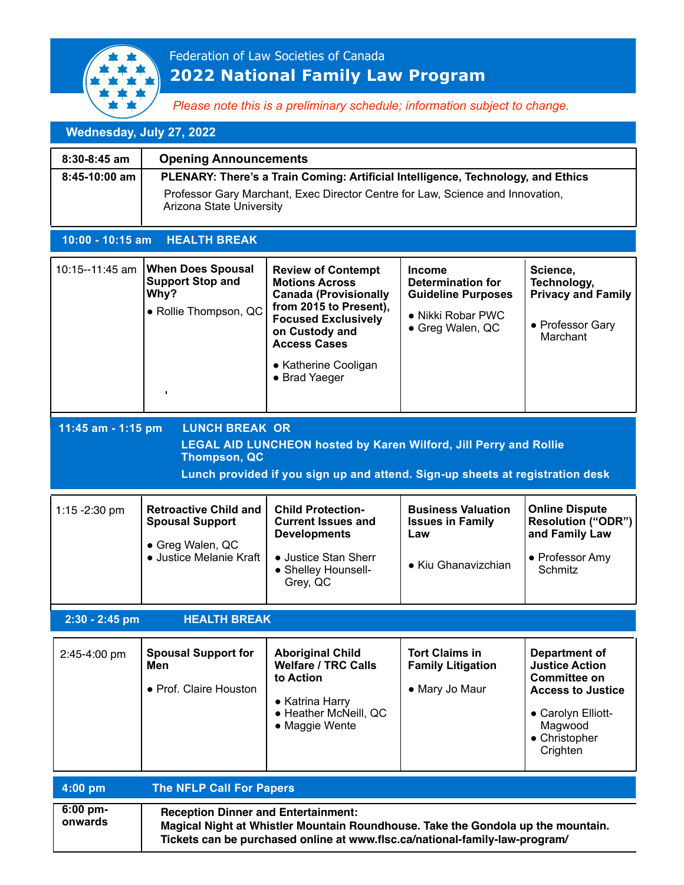Federation of Law Societies of Canada

# 2022 National Family Law Program

*Please note this is a preliminary schedule; information subject to change.*

## Wednesday, July 27, 2022

| | |
|---|---|
| **8:30-8:45 am** | **Opening Announcements** |
| **8:45-10:00 am** | **PLENARY: There's a Train Coming: Artificial Intelligence, Technology, and Ethics**<br>Professor Gary Marchant, Exec Director Centre for Law, Science and Innovation, Arizona State University |

**10:00 - 10:15 am HEALTH BREAK**

| | | | | |
|---|---|---|---|---|
| 10:15--11:45 am | **When Does Spousal Support Stop and Why?**<br>• Rollie Thompson, QC | **Review of Contempt Motions Across Canada (Provisionally from 2015 to Present), Focused Exclusively on Custody and Access Cases**<br>• Katherine Cooligan<br>• Brad Yaeger | **Income Determination for Guideline Purposes**<br>• Nikki Robar PWC<br>• Greg Walen, QC | **Science, Technology, Privacy and Family**<br>• Professor Gary Marchant |

**11:45 am - 1:15 pm LUNCH BREAK OR**
**LEGAL AID LUNCHEON hosted by Karen Wilford, Jill Perry and Rollie Thompson, QC**
**Lunch provided if you sign up and attend. Sign-up sheets at registration desk**

| | | | | |
|---|---|---|---|---|
| 1:15 -2:30 pm | **Retroactive Child and Spousal Support**<br>• Greg Walen, QC<br>• Justice Melanie Kraft | **Child Protection- Current Issues and Developments**<br>• Justice Stan Sherr<br>• Shelley Hounsell-Grey, QC | **Business Valuation Issues in Family Law**<br>• Kiu Ghanavizchian | **Online Dispute Resolution ("ODR") and Family Law**<br>• Professor Amy Schmitz |

**2:30 - 2:45 pm HEALTH BREAK**

| | | | | |
|---|---|---|---|---|
| 2:45-4:00 pm | **Spousal Support for Men**<br>• Prof. Claire Houston | **Aboriginal Child Welfare / TRC Calls to Action**<br>• Katrina Harry<br>• Heather McNeill, QC<br>• Maggie Wente | **Tort Claims in Family Litigation**<br>• Mary Jo Maur | **Department of Justice Action Committee on Access to Justice**<br>• Carolyn Elliott-Magwood<br>• Christopher Crighten |

**4:00 pm The NFLP Call For Papers**

| | |
|---|---|
| **6:00 pm-onwards** | **Reception Dinner and Entertainment:**<br>**Magical Night at Whistler Mountain Roundhouse. Take the Gondola up the mountain.**<br>**Tickets can be purchased online at www.flsc.ca/national-family-law-program/** |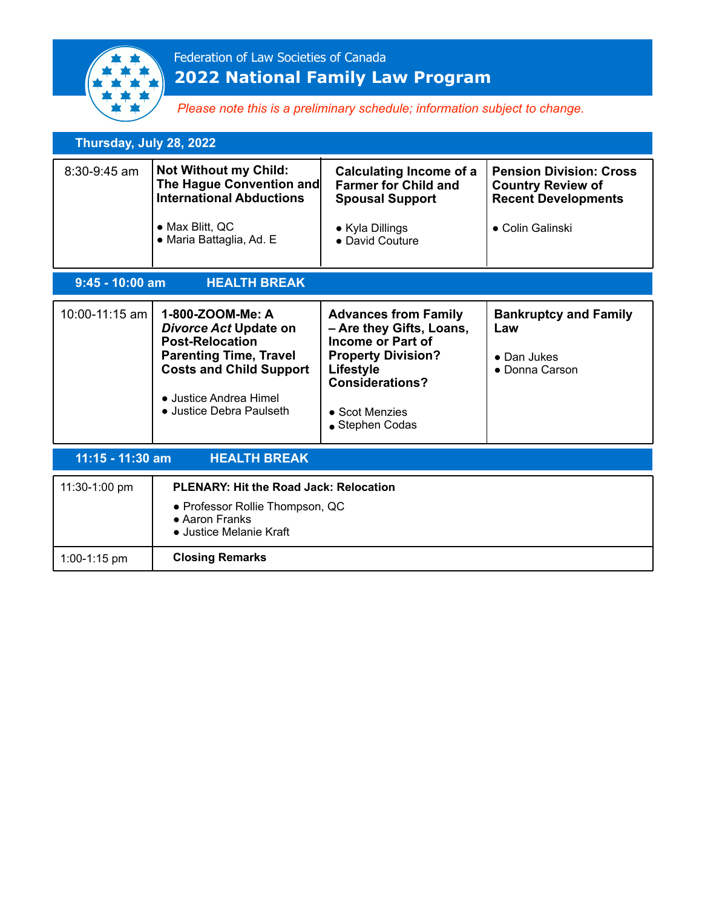Federation of Law Societies of Canada

# 2022 National Family Law Program

*Please note this is a preliminary schedule; information subject to change.*

## Thursday, July 28, 2022

| | | | |
|---|---|---|---|
| 8:30-9:45 am | **Not Without my Child: The Hague Convention and International Abductions**<br><br>● Max Blitt, QC<br>● Maria Battaglia, Ad. E | **Calculating Income of a Farmer for Child and Spousal Support**<br><br>● Kyla Dillings<br>● David Couture | **Pension Division: Cross Country Review of Recent Developments**<br><br>● Colin Galinski |
| **9:45 - 10:00 am** | **HEALTH BREAK** | | |
| 10:00-11:15 am | **1-800-ZOOM-Me: A *Divorce Act* Update on Post-Relocation Parenting Time, Travel Costs and Child Support**<br><br>● Justice Andrea Himel<br>● Justice Debra Paulseth | **Advances from Family – Are they Gifts, Loans, Income or Part of Property Division? Lifestyle Considerations?**<br><br>● Scot Menzies<br>● Stephen Codas | **Bankruptcy and Family Law**<br><br>● Dan Jukes<br>● Donna Carson |
| **11:15 - 11:30 am** | **HEALTH BREAK** | | |
| 11:30-1:00 pm | **PLENARY: Hit the Road Jack: Relocation**<br><br>● Professor Rollie Thompson, QC<br>● Aaron Franks<br>● Justice Melanie Kraft | | |
| 1:00-1:15 pm | **Closing Remarks** | | |